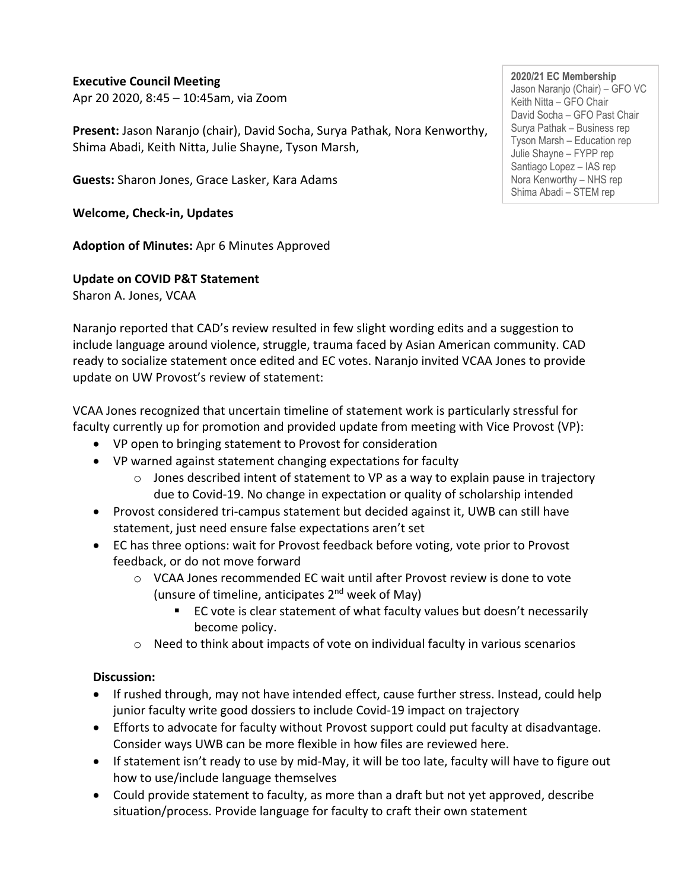**Executive Council Meeting**
Apr 20 2020, 8:45 – 10:45am, via Zoom

**2020/21 EC Membership**
Jason Naranjo (Chair) – GFO VC
Keith Nitta – GFO Chair
David Socha – GFO Past Chair
Surya Pathak – Business rep
Tyson Marsh – Education rep
Julie Shayne – FYPP rep
Santiago Lopez – IAS rep
Nora Kenworthy – NHS rep
Shima Abadi – STEM rep

**Present:** Jason Naranjo (chair), David Socha, Surya Pathak, Nora Kenworthy, Shima Abadi, Keith Nitta, Julie Shayne, Tyson Marsh,

**Guests:** Sharon Jones, Grace Lasker, Kara Adams

**Welcome, Check-in, Updates**

**Adoption of Minutes:** Apr 6 Minutes Approved

**Update on COVID P&T Statement**
Sharon A. Jones, VCAA

Naranjo reported that CAD's review resulted in few slight wording edits and a suggestion to include language around violence, struggle, trauma faced by Asian American community. CAD ready to socialize statement once edited and EC votes. Naranjo invited VCAA Jones to provide update on UW Provost's review of statement:

VCAA Jones recognized that uncertain timeline of statement work is particularly stressful for faculty currently up for promotion and provided update from meeting with Vice Provost (VP):

- VP open to bringing statement to Provost for consideration
- VP warned against statement changing expectations for faculty
  - Jones described intent of statement to VP as a way to explain pause in trajectory due to Covid-19. No change in expectation or quality of scholarship intended
- Provost considered tri-campus statement but decided against it, UWB can still have statement, just need ensure false expectations aren't set
- EC has three options: wait for Provost feedback before voting, vote prior to Provost feedback, or do not move forward
  - VCAA Jones recommended EC wait until after Provost review is done to vote (unsure of timeline, anticipates 2nd week of May)
    - EC vote is clear statement of what faculty values but doesn't necessarily become policy.
  - Need to think about impacts of vote on individual faculty in various scenarios

**Discussion:**

- If rushed through, may not have intended effect, cause further stress. Instead, could help junior faculty write good dossiers to include Covid-19 impact on trajectory
- Efforts to advocate for faculty without Provost support could put faculty at disadvantage. Consider ways UWB can be more flexible in how files are reviewed here.
- If statement isn't ready to use by mid-May, it will be too late, faculty will have to figure out how to use/include language themselves
- Could provide statement to faculty, as more than a draft but not yet approved, describe situation/process. Provide language for faculty to craft their own statement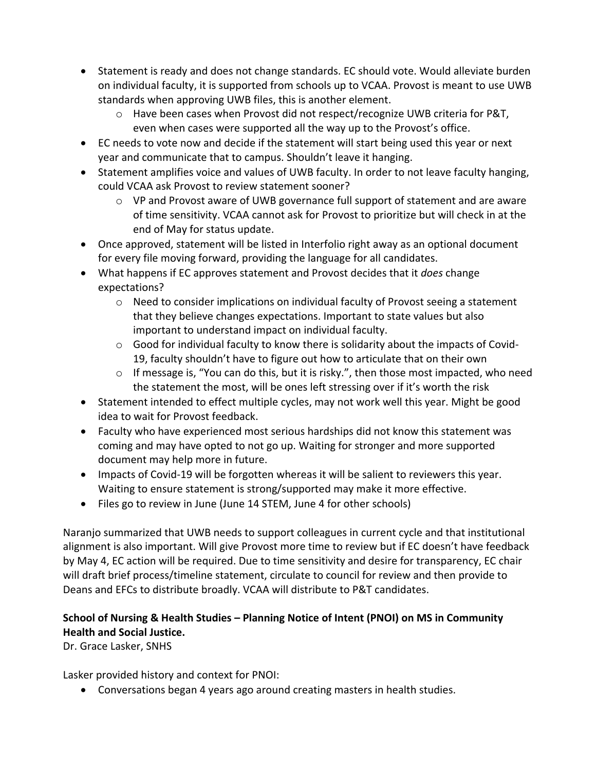- Statement is ready and does not change standards. EC should vote. Would alleviate burden on individual faculty, it is supported from schools up to VCAA. Provost is meant to use UWB standards when approving UWB files, this is another element.
  - Have been cases when Provost did not respect/recognize UWB criteria for P&T, even when cases were supported all the way up to the Provost's office.
- EC needs to vote now and decide if the statement will start being used this year or next year and communicate that to campus. Shouldn't leave it hanging.
- Statement amplifies voice and values of UWB faculty. In order to not leave faculty hanging, could VCAA ask Provost to review statement sooner?
  - VP and Provost aware of UWB governance full support of statement and are aware of time sensitivity. VCAA cannot ask for Provost to prioritize but will check in at the end of May for status update.
- Once approved, statement will be listed in Interfolio right away as an optional document for every file moving forward, providing the language for all candidates.
- What happens if EC approves statement and Provost decides that it *does* change expectations?
  - Need to consider implications on individual faculty of Provost seeing a statement that they believe changes expectations. Important to state values but also important to understand impact on individual faculty.
  - Good for individual faculty to know there is solidarity about the impacts of Covid-19, faculty shouldn't have to figure out how to articulate that on their own
  - If message is, "You can do this, but it is risky.", then those most impacted, who need the statement the most, will be ones left stressing over if it's worth the risk
- Statement intended to effect multiple cycles, may not work well this year. Might be good idea to wait for Provost feedback.
- Faculty who have experienced most serious hardships did not know this statement was coming and may have opted to not go up. Waiting for stronger and more supported document may help more in future.
- Impacts of Covid-19 will be forgotten whereas it will be salient to reviewers this year. Waiting to ensure statement is strong/supported may make it more effective.
- Files go to review in June (June 14 STEM, June 4 for other schools)

Naranjo summarized that UWB needs to support colleagues in current cycle and that institutional alignment is also important. Will give Provost more time to review but if EC doesn't have feedback by May 4, EC action will be required. Due to time sensitivity and desire for transparency, EC chair will draft brief process/timeline statement, circulate to council for review and then provide to Deans and EFCs to distribute broadly. VCAA will distribute to P&T candidates.

**School of Nursing & Health Studies – Planning Notice of Intent (PNOI) on MS in Community Health and Social Justice.**

Dr. Grace Lasker, SNHS

Lasker provided history and context for PNOI:

- Conversations began 4 years ago around creating masters in health studies.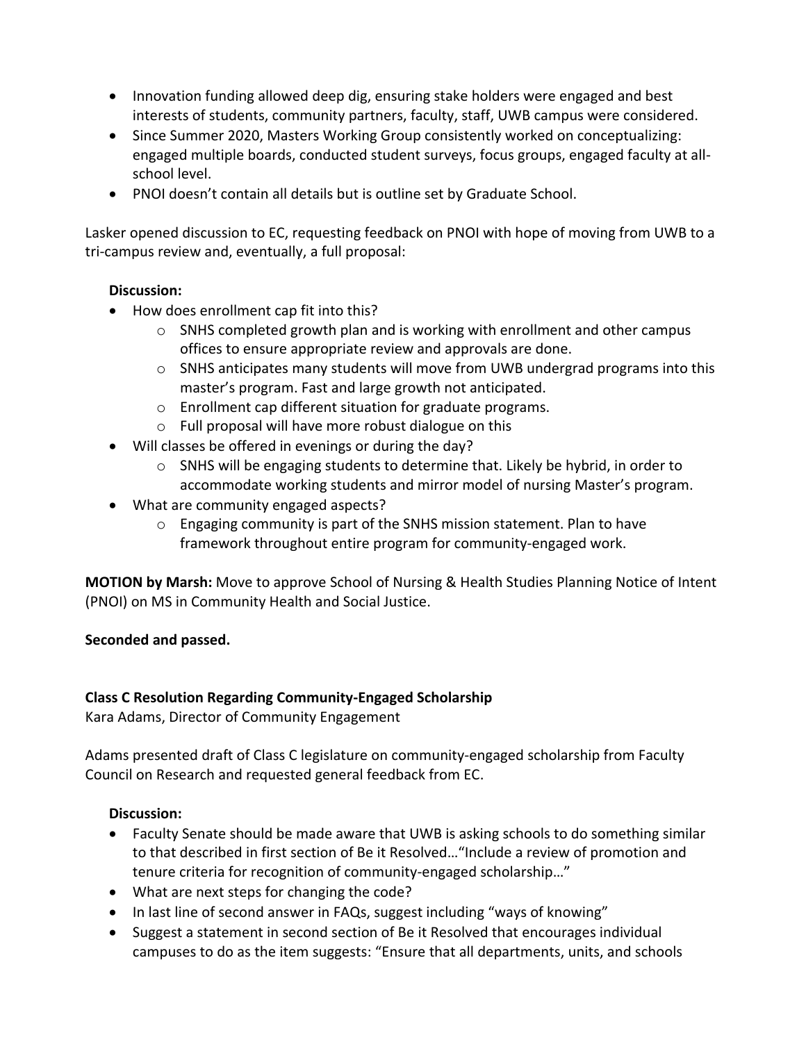- Innovation funding allowed deep dig, ensuring stake holders were engaged and best interests of students, community partners, faculty, staff, UWB campus were considered.
- Since Summer 2020, Masters Working Group consistently worked on conceptualizing: engaged multiple boards, conducted student surveys, focus groups, engaged faculty at all-school level.
- PNOI doesn't contain all details but is outline set by Graduate School.

Lasker opened discussion to EC, requesting feedback on PNOI with hope of moving from UWB to a tri-campus review and, eventually, a full proposal:

**Discussion:**

- How does enrollment cap fit into this?
  - SNHS completed growth plan and is working with enrollment and other campus offices to ensure appropriate review and approvals are done.
  - SNHS anticipates many students will move from UWB undergrad programs into this master's program. Fast and large growth not anticipated.
  - Enrollment cap different situation for graduate programs.
  - Full proposal will have more robust dialogue on this
- Will classes be offered in evenings or during the day?
  - SNHS will be engaging students to determine that. Likely be hybrid, in order to accommodate working students and mirror model of nursing Master's program.
- What are community engaged aspects?
  - Engaging community is part of the SNHS mission statement. Plan to have framework throughout entire program for community-engaged work.

**MOTION by Marsh:** Move to approve School of Nursing & Health Studies Planning Notice of Intent (PNOI) on MS in Community Health and Social Justice.

**Seconded and passed.**

**Class C Resolution Regarding Community-Engaged Scholarship**
Kara Adams, Director of Community Engagement

Adams presented draft of Class C legislature on community-engaged scholarship from Faculty Council on Research and requested general feedback from EC.

**Discussion:**

- Faculty Senate should be made aware that UWB is asking schools to do something similar to that described in first section of Be it Resolved…"Include a review of promotion and tenure criteria for recognition of community-engaged scholarship…"
- What are next steps for changing the code?
- In last line of second answer in FAQs, suggest including "ways of knowing"
- Suggest a statement in second section of Be it Resolved that encourages individual campuses to do as the item suggests: "Ensure that all departments, units, and schools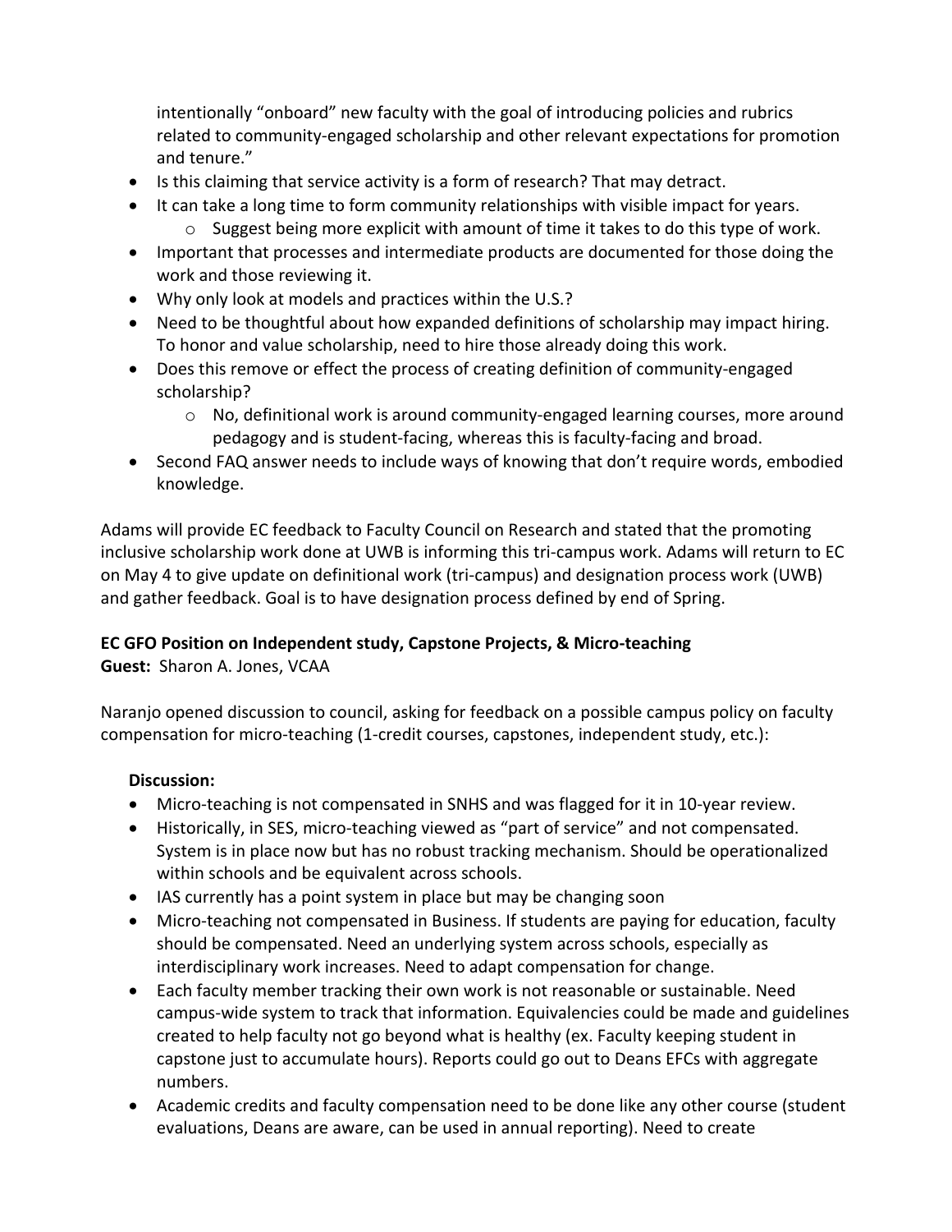intentionally "onboard" new faculty with the goal of introducing policies and rubrics related to community-engaged scholarship and other relevant expectations for promotion and tenure."

- Is this claiming that service activity is a form of research? That may detract.
- It can take a long time to form community relationships with visible impact for years.
    - Suggest being more explicit with amount of time it takes to do this type of work.
- Important that processes and intermediate products are documented for those doing the work and those reviewing it.
- Why only look at models and practices within the U.S.?
- Need to be thoughtful about how expanded definitions of scholarship may impact hiring. To honor and value scholarship, need to hire those already doing this work.
- Does this remove or effect the process of creating definition of community-engaged scholarship?
    - No, definitional work is around community-engaged learning courses, more around pedagogy and is student-facing, whereas this is faculty-facing and broad.
- Second FAQ answer needs to include ways of knowing that don't require words, embodied knowledge.

Adams will provide EC feedback to Faculty Council on Research and stated that the promoting inclusive scholarship work done at UWB is informing this tri-campus work. Adams will return to EC on May 4 to give update on definitional work (tri-campus) and designation process work (UWB) and gather feedback. Goal is to have designation process defined by end of Spring.

**EC GFO Position on Independent study, Capstone Projects, & Micro-teaching**
**Guest:** Sharon A. Jones, VCAA

Naranjo opened discussion to council, asking for feedback on a possible campus policy on faculty compensation for micro-teaching (1-credit courses, capstones, independent study, etc.):

**Discussion:**

- Micro-teaching is not compensated in SNHS and was flagged for it in 10-year review.
- Historically, in SES, micro-teaching viewed as "part of service" and not compensated. System is in place now but has no robust tracking mechanism. Should be operationalized within schools and be equivalent across schools.
- IAS currently has a point system in place but may be changing soon
- Micro-teaching not compensated in Business. If students are paying for education, faculty should be compensated. Need an underlying system across schools, especially as interdisciplinary work increases. Need to adapt compensation for change.
- Each faculty member tracking their own work is not reasonable or sustainable. Need campus-wide system to track that information. Equivalencies could be made and guidelines created to help faculty not go beyond what is healthy (ex. Faculty keeping student in capstone just to accumulate hours). Reports could go out to Deans EFCs with aggregate numbers.
- Academic credits and faculty compensation need to be done like any other course (student evaluations, Deans are aware, can be used in annual reporting). Need to create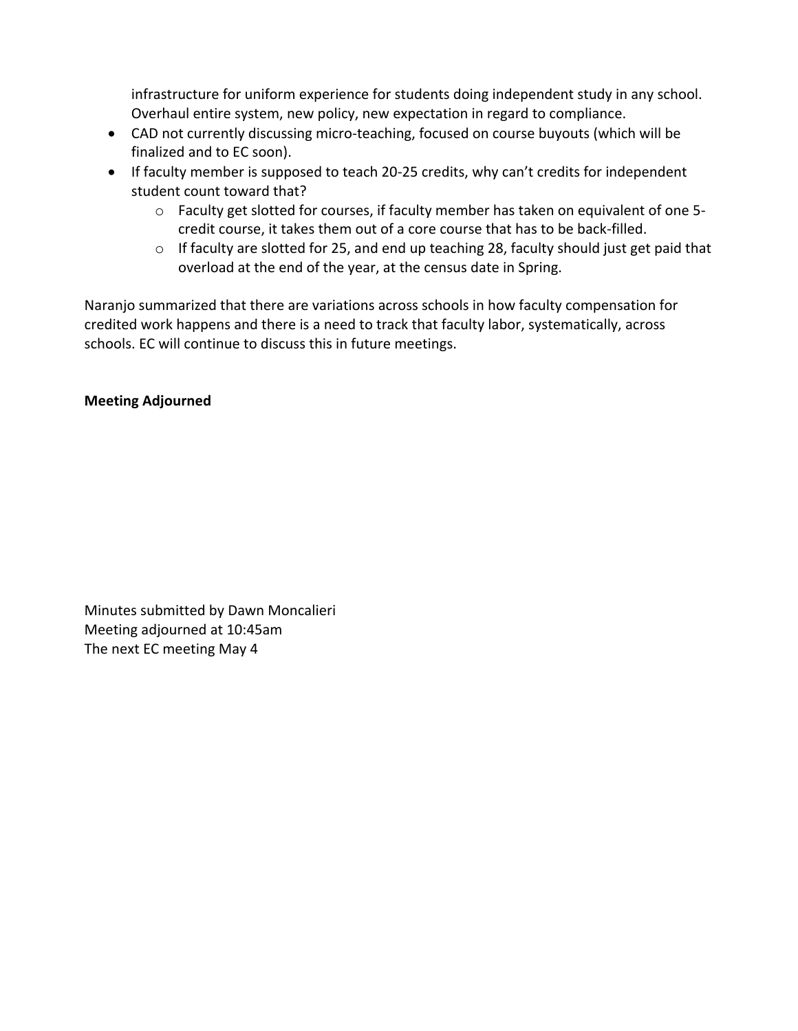infrastructure for uniform experience for students doing independent study in any school. Overhaul entire system, new policy, new expectation in regard to compliance.

- CAD not currently discussing micro-teaching, focused on course buyouts (which will be finalized and to EC soon).
- If faculty member is supposed to teach 20-25 credits, why can't credits for independent student count toward that?
  - Faculty get slotted for courses, if faculty member has taken on equivalent of one 5-credit course, it takes them out of a core course that has to be back-filled.
  - If faculty are slotted for 25, and end up teaching 28, faculty should just get paid that overload at the end of the year, at the census date in Spring.

Naranjo summarized that there are variations across schools in how faculty compensation for credited work happens and there is a need to track that faculty labor, systematically, across schools. EC will continue to discuss this in future meetings.

**Meeting Adjourned**

Minutes submitted by Dawn Moncalieri
Meeting adjourned at 10:45am
The next EC meeting May 4